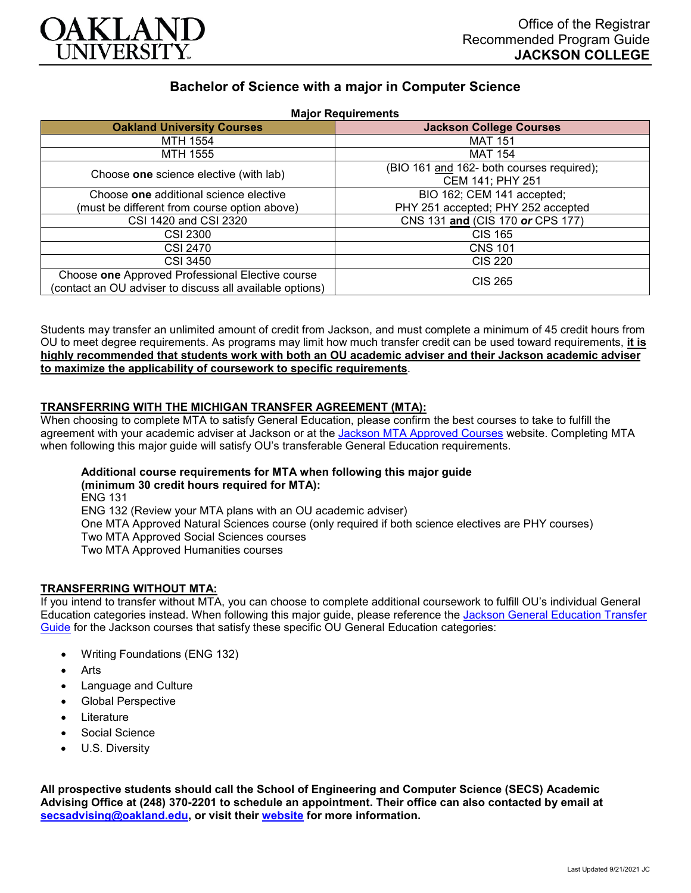Office of the Registrar
Recommended Program Guide
**JACKSON COLLEGE**

# Bachelor of Science with a major in Computer Science

**Major Requirements**

| Oakland University Courses | Jackson College Courses |
|---|---|
| MTH 1554 | MAT 151 |
| MTH 1555 | MAT 154 |
| Choose **one** science elective (with lab) | (BIO 161 and 162- both courses required); CEM 141; PHY 251 |
| Choose **one** additional science elective (must be different from course option above) | BIO 162; CEM 141 accepted; PHY 251 accepted; PHY 252 accepted |
| CSI 1420 and CSI 2320 | CNS 131 **and** (CIS 170 ***or*** CPS 177) |
| CSI 2300 | CIS 165 |
| CSI 2470 | CNS 101 |
| CSI 3450 | CIS 220 |
| Choose **one** Approved Professional Elective course (contact an OU adviser to discuss all available options) | CIS 265 |

Students may transfer an unlimited amount of credit from Jackson, and must complete a minimum of 45 credit hours from OU to meet degree requirements. As programs may limit how much transfer credit can be used toward requirements, **it is highly recommended that students work with both an OU academic adviser and their Jackson academic adviser to maximize the applicability of coursework to specific requirements**.

## TRANSFERRING WITH THE MICHIGAN TRANSFER AGREEMENT (MTA):

When choosing to complete MTA to satisfy General Education, please confirm the best courses to take to fulfill the agreement with your academic adviser at Jackson or at the Jackson MTA Approved Courses website. Completing MTA when following this major guide will satisfy OU's transferable General Education requirements.

**Additional course requirements for MTA when following this major guide (minimum 30 credit hours required for MTA):**
ENG 131
ENG 132 (Review your MTA plans with an OU academic adviser)
One MTA Approved Natural Sciences course (only required if both science electives are PHY courses)
Two MTA Approved Social Sciences courses
Two MTA Approved Humanities courses

## TRANSFERRING WITHOUT MTA:

If you intend to transfer without MTA, you can choose to complete additional coursework to fulfill OU's individual General Education categories instead. When following this major guide, please reference the Jackson General Education Transfer Guide for the Jackson courses that satisfy these specific OU General Education categories:

- Writing Foundations (ENG 132)
- Arts
- Language and Culture
- Global Perspective
- Literature
- Social Science
- U.S. Diversity

**All prospective students should call the School of Engineering and Computer Science (SECS) Academic Advising Office at (248) 370-2201 to schedule an appointment. Their office can also contacted by email at secsadvising@oakland.edu, or visit their website for more information.**

Last Updated 9/21/2021 JC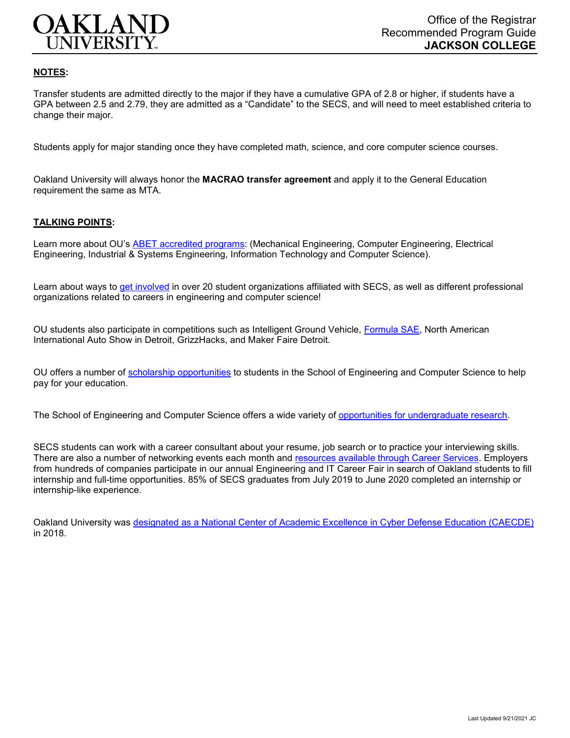**NOTES:**

Transfer students are admitted directly to the major if they have a cumulative GPA of 2.8 or higher, if students have a GPA between 2.5 and 2.79, they are admitted as a "Candidate" to the SECS, and will need to meet established criteria to change their major.

Students apply for major standing once they have completed math, science, and core computer science courses.

Oakland University will always honor the **MACRAO transfer agreement** and apply it to the General Education requirement the same as MTA.

**TALKING POINTS:**

Learn more about OU's ABET accredited programs: (Mechanical Engineering, Computer Engineering, Electrical Engineering, Industrial & Systems Engineering, Information Technology and Computer Science).

Learn about ways to get involved in over 20 student organizations affiliated with SECS, as well as different professional organizations related to careers in engineering and computer science!

OU students also participate in competitions such as Intelligent Ground Vehicle, Formula SAE, North American International Auto Show in Detroit, GrizzHacks, and Maker Faire Detroit.

OU offers a number of scholarship opportunities to students in the School of Engineering and Computer Science to help pay for your education.

The School of Engineering and Computer Science offers a wide variety of opportunities for undergraduate research.

SECS students can work with a career consultant about your resume, job search or to practice your interviewing skills. There are also a number of networking events each month and resources available through Career Services. Employers from hundreds of companies participate in our annual Engineering and IT Career Fair in search of Oakland students to fill internship and full-time opportunities. 85% of SECS graduates from July 2019 to June 2020 completed an internship or internship-like experience.

Oakland University was designated as a National Center of Academic Excellence in Cyber Defense Education (CAECDE) in 2018.